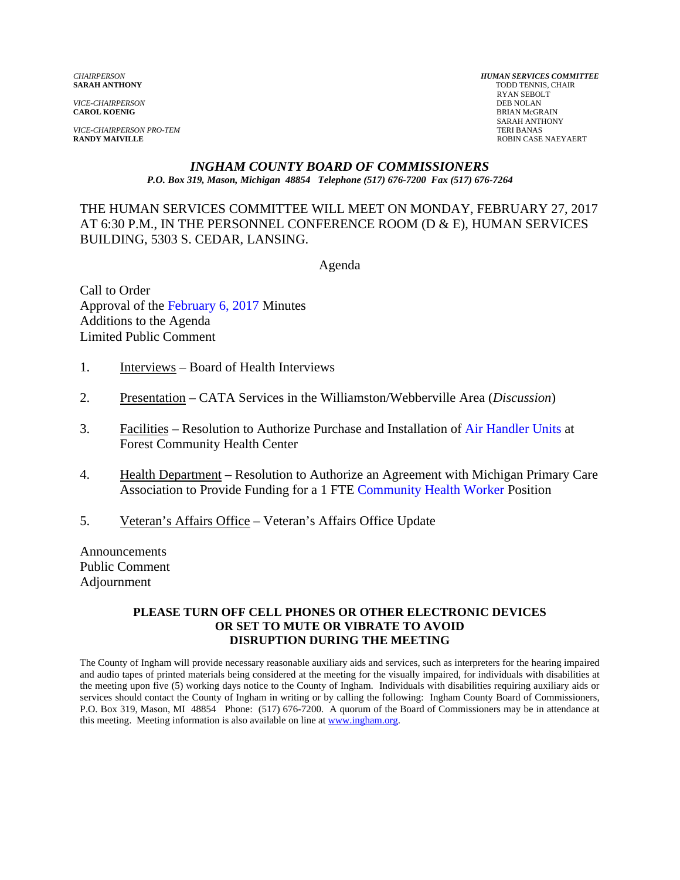*CHAIRPERSON*
**SARAH ANTHONY**

*VICE-CHAIRPERSON*
**CAROL KOENIG**

*VICE-CHAIRPERSON PRO-TEM*
**RANDY MAIVILLE**

***HUMAN SERVICES COMMITTEE***
TODD TENNIS, CHAIR
RYAN SEBOLT
DEB NOLAN
BRIAN McGRAIN
SARAH ANTHONY
TERI BANAS
ROBIN CASE NAEYAERT

## *INGHAM COUNTY BOARD OF COMMISSIONERS*

*P.O. Box 319, Mason, Michigan 48854 Telephone (517) 676-7200 Fax (517) 676-7264*

THE HUMAN SERVICES COMMITTEE WILL MEET ON MONDAY, FEBRUARY 27, 2017 AT 6:30 P.M., IN THE PERSONNEL CONFERENCE ROOM (D & E), HUMAN SERVICES BUILDING, 5303 S. CEDAR, LANSING.

Agenda

Call to Order
Approval of the February 6, 2017 Minutes
Additions to the Agenda
Limited Public Comment

1. Interviews – Board of Health Interviews

2. Presentation – CATA Services in the Williamston/Webberville Area (*Discussion*)

3. Facilities – Resolution to Authorize Purchase and Installation of Air Handler Units at Forest Community Health Center

4. Health Department – Resolution to Authorize an Agreement with Michigan Primary Care Association to Provide Funding for a 1 FTE Community Health Worker Position

5. Veteran's Affairs Office – Veteran's Affairs Office Update

Announcements
Public Comment
Adjournment

**PLEASE TURN OFF CELL PHONES OR OTHER ELECTRONIC DEVICES OR SET TO MUTE OR VIBRATE TO AVOID DISRUPTION DURING THE MEETING**

The County of Ingham will provide necessary reasonable auxiliary aids and services, such as interpreters for the hearing impaired and audio tapes of printed materials being considered at the meeting for the visually impaired, for individuals with disabilities at the meeting upon five (5) working days notice to the County of Ingham. Individuals with disabilities requiring auxiliary aids or services should contact the County of Ingham in writing or by calling the following: Ingham County Board of Commissioners, P.O. Box 319, Mason, MI 48854 Phone: (517) 676-7200. A quorum of the Board of Commissioners may be in attendance at this meeting. Meeting information is also available on line at www.ingham.org.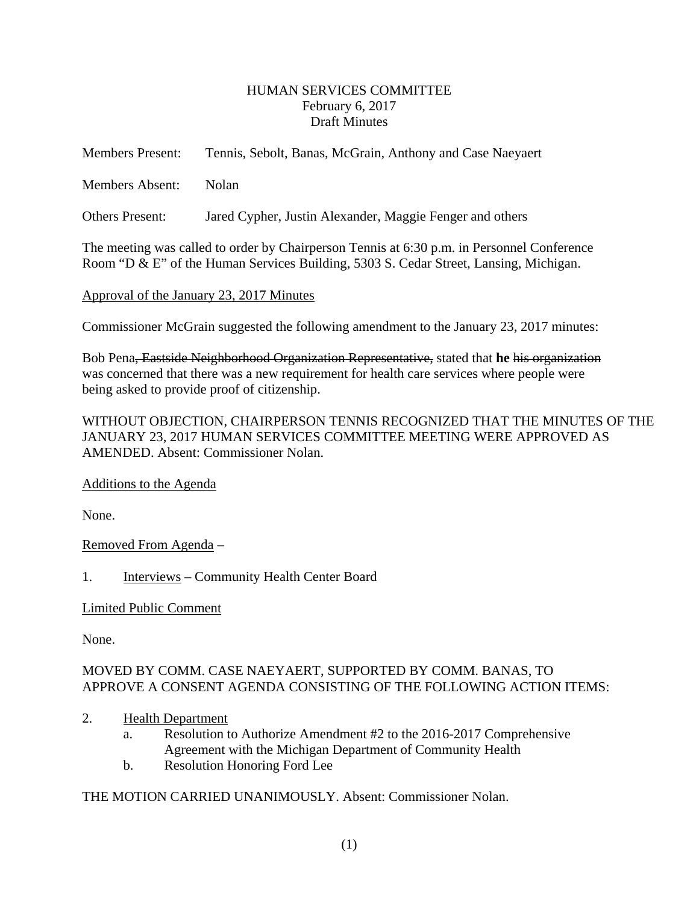HUMAN SERVICES COMMITTEE
February 6, 2017
Draft Minutes

Members Present: Tennis, Sebolt, Banas, McGrain, Anthony and Case Naeyaert

Members Absent: Nolan

Others Present: Jared Cypher, Justin Alexander, Maggie Fenger and others

The meeting was called to order by Chairperson Tennis at 6:30 p.m. in Personnel Conference Room "D & E" of the Human Services Building, 5303 S. Cedar Street, Lansing, Michigan.

Approval of the January 23, 2017 Minutes

Commissioner McGrain suggested the following amendment to the January 23, 2017 minutes:

Bob Pena~~, Eastside Neighborhood Organization Representative,~~ stated that **he** ~~his organization~~ was concerned that there was a new requirement for health care services where people were being asked to provide proof of citizenship.

WITHOUT OBJECTION, CHAIRPERSON TENNIS RECOGNIZED THAT THE MINUTES OF THE JANUARY 23, 2017 HUMAN SERVICES COMMITTEE MEETING WERE APPROVED AS AMENDED. Absent: Commissioner Nolan.

Additions to the Agenda

None.

Removed From Agenda –

1. Interviews – Community Health Center Board

Limited Public Comment

None.

MOVED BY COMM. CASE NAEYAERT, SUPPORTED BY COMM. BANAS, TO APPROVE A CONSENT AGENDA CONSISTING OF THE FOLLOWING ACTION ITEMS:

2. Health Department
   a. Resolution to Authorize Amendment #2 to the 2016-2017 Comprehensive Agreement with the Michigan Department of Community Health
   b. Resolution Honoring Ford Lee

THE MOTION CARRIED UNANIMOUSLY. Absent: Commissioner Nolan.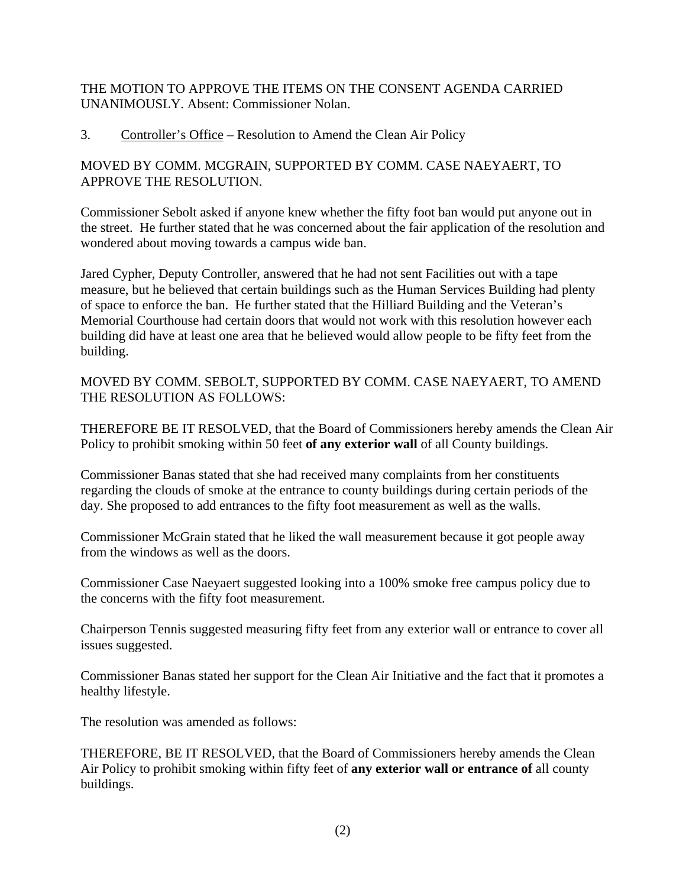THE MOTION TO APPROVE THE ITEMS ON THE CONSENT AGENDA CARRIED UNANIMOUSLY. Absent: Commissioner Nolan.

3. Controller's Office – Resolution to Amend the Clean Air Policy

MOVED BY COMM. MCGRAIN, SUPPORTED BY COMM. CASE NAEYAERT, TO APPROVE THE RESOLUTION.

Commissioner Sebolt asked if anyone knew whether the fifty foot ban would put anyone out in the street. He further stated that he was concerned about the fair application of the resolution and wondered about moving towards a campus wide ban.

Jared Cypher, Deputy Controller, answered that he had not sent Facilities out with a tape measure, but he believed that certain buildings such as the Human Services Building had plenty of space to enforce the ban. He further stated that the Hilliard Building and the Veteran's Memorial Courthouse had certain doors that would not work with this resolution however each building did have at least one area that he believed would allow people to be fifty feet from the building.

MOVED BY COMM. SEBOLT, SUPPORTED BY COMM. CASE NAEYAERT, TO AMEND THE RESOLUTION AS FOLLOWS:

THEREFORE BE IT RESOLVED, that the Board of Commissioners hereby amends the Clean Air Policy to prohibit smoking within 50 feet **of any exterior wall** of all County buildings.

Commissioner Banas stated that she had received many complaints from her constituents regarding the clouds of smoke at the entrance to county buildings during certain periods of the day. She proposed to add entrances to the fifty foot measurement as well as the walls.

Commissioner McGrain stated that he liked the wall measurement because it got people away from the windows as well as the doors.

Commissioner Case Naeyaert suggested looking into a 100% smoke free campus policy due to the concerns with the fifty foot measurement.

Chairperson Tennis suggested measuring fifty feet from any exterior wall or entrance to cover all issues suggested.

Commissioner Banas stated her support for the Clean Air Initiative and the fact that it promotes a healthy lifestyle.

The resolution was amended as follows:

THEREFORE, BE IT RESOLVED, that the Board of Commissioners hereby amends the Clean Air Policy to prohibit smoking within fifty feet of **any exterior wall or entrance of** all county buildings.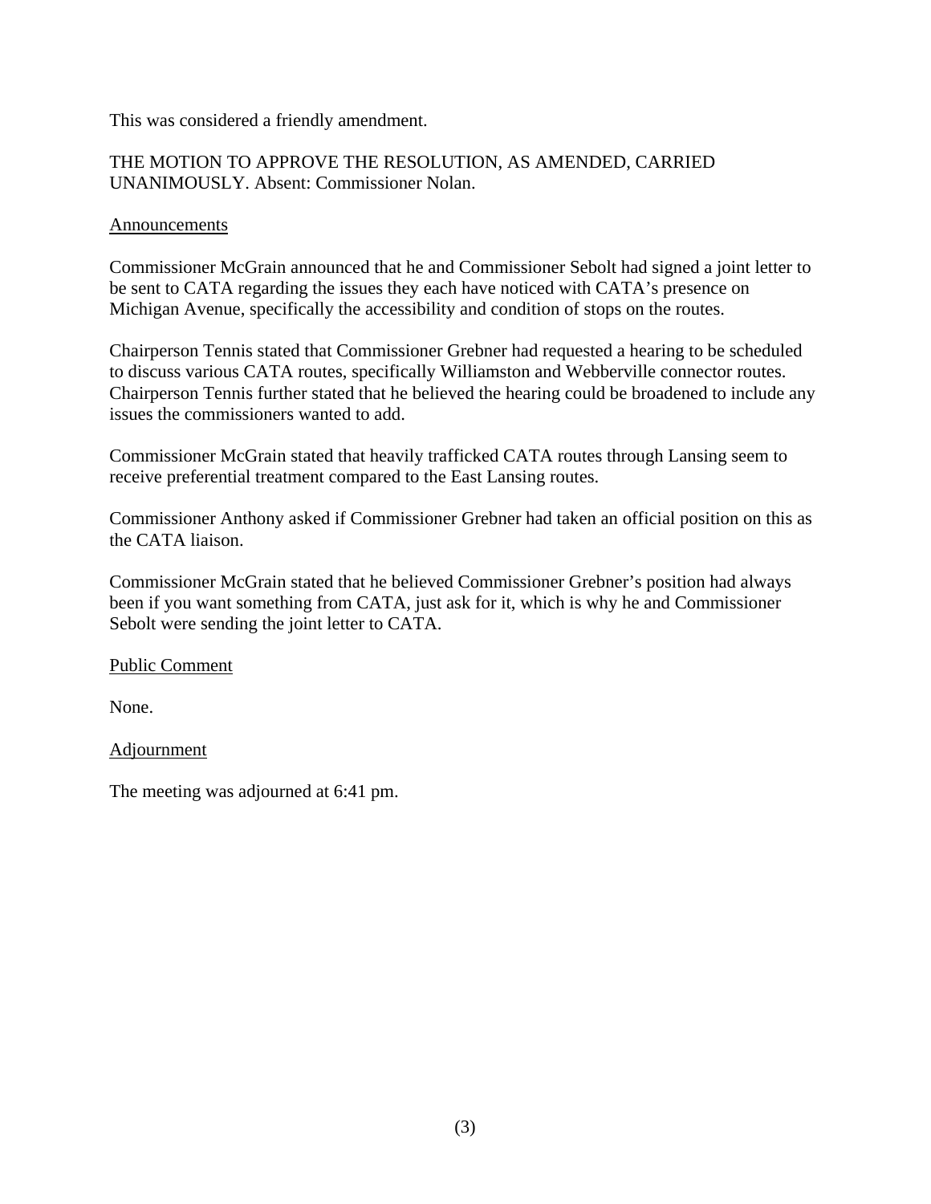This was considered a friendly amendment.

THE MOTION TO APPROVE THE RESOLUTION, AS AMENDED, CARRIED UNANIMOUSLY. Absent: Commissioner Nolan.

<u>Announcements</u>

Commissioner McGrain announced that he and Commissioner Sebolt had signed a joint letter to be sent to CATA regarding the issues they each have noticed with CATA's presence on Michigan Avenue, specifically the accessibility and condition of stops on the routes.

Chairperson Tennis stated that Commissioner Grebner had requested a hearing to be scheduled to discuss various CATA routes, specifically Williamston and Webberville connector routes. Chairperson Tennis further stated that he believed the hearing could be broadened to include any issues the commissioners wanted to add.

Commissioner McGrain stated that heavily trafficked CATA routes through Lansing seem to receive preferential treatment compared to the East Lansing routes.

Commissioner Anthony asked if Commissioner Grebner had taken an official position on this as the CATA liaison.

Commissioner McGrain stated that he believed Commissioner Grebner's position had always been if you want something from CATA, just ask for it, which is why he and Commissioner Sebolt were sending the joint letter to CATA.

<u>Public Comment</u>

None.

<u>Adjournment</u>

The meeting was adjourned at 6:41 pm.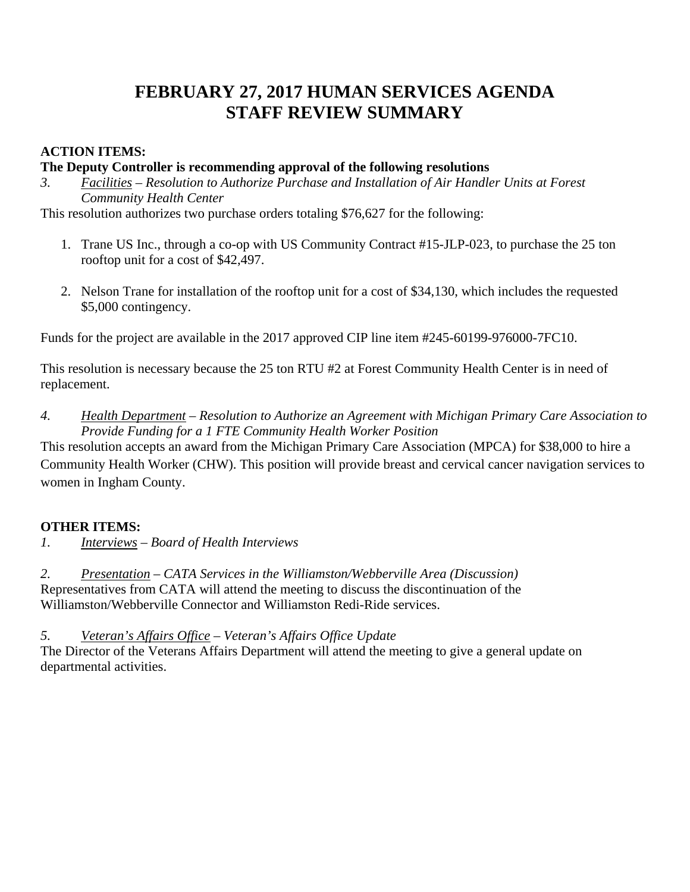# FEBRUARY 27, 2017 HUMAN SERVICES AGENDA STAFF REVIEW SUMMARY

**ACTION ITEMS:**

**The Deputy Controller is recommending approval of the following resolutions**

*3. <u>Facilities</u> – Resolution to Authorize Purchase and Installation of Air Handler Units at Forest Community Health Center*

This resolution authorizes two purchase orders totaling $76,627 for the following:

1. Trane US Inc., through a co-op with US Community Contract #15-JLP-023, to purchase the 25 ton rooftop unit for a cost of $42,497.

2. Nelson Trane for installation of the rooftop unit for a cost of $34,130, which includes the requested $5,000 contingency.

Funds for the project are available in the 2017 approved CIP line item #245-60199-976000-7FC10.

This resolution is necessary because the 25 ton RTU #2 at Forest Community Health Center is in need of replacement.

*4. <u>Health Department</u> – Resolution to Authorize an Agreement with Michigan Primary Care Association to Provide Funding for a 1 FTE Community Health Worker Position*

This resolution accepts an award from the Michigan Primary Care Association (MPCA) for $38,000 to hire a Community Health Worker (CHW). This position will provide breast and cervical cancer navigation services to women in Ingham County.

**OTHER ITEMS:**

*1. <u>Interviews</u> – Board of Health Interviews*

*2. <u>Presentation</u> – CATA Services in the Williamston/Webberville Area (Discussion)*

Representatives from CATA will attend the meeting to discuss the discontinuation of the Williamston/Webberville Connector and Williamston Redi-Ride services.

*5. <u>Veteran's Affairs Office</u> – Veteran's Affairs Office Update*

The Director of the Veterans Affairs Department will attend the meeting to give a general update on departmental activities.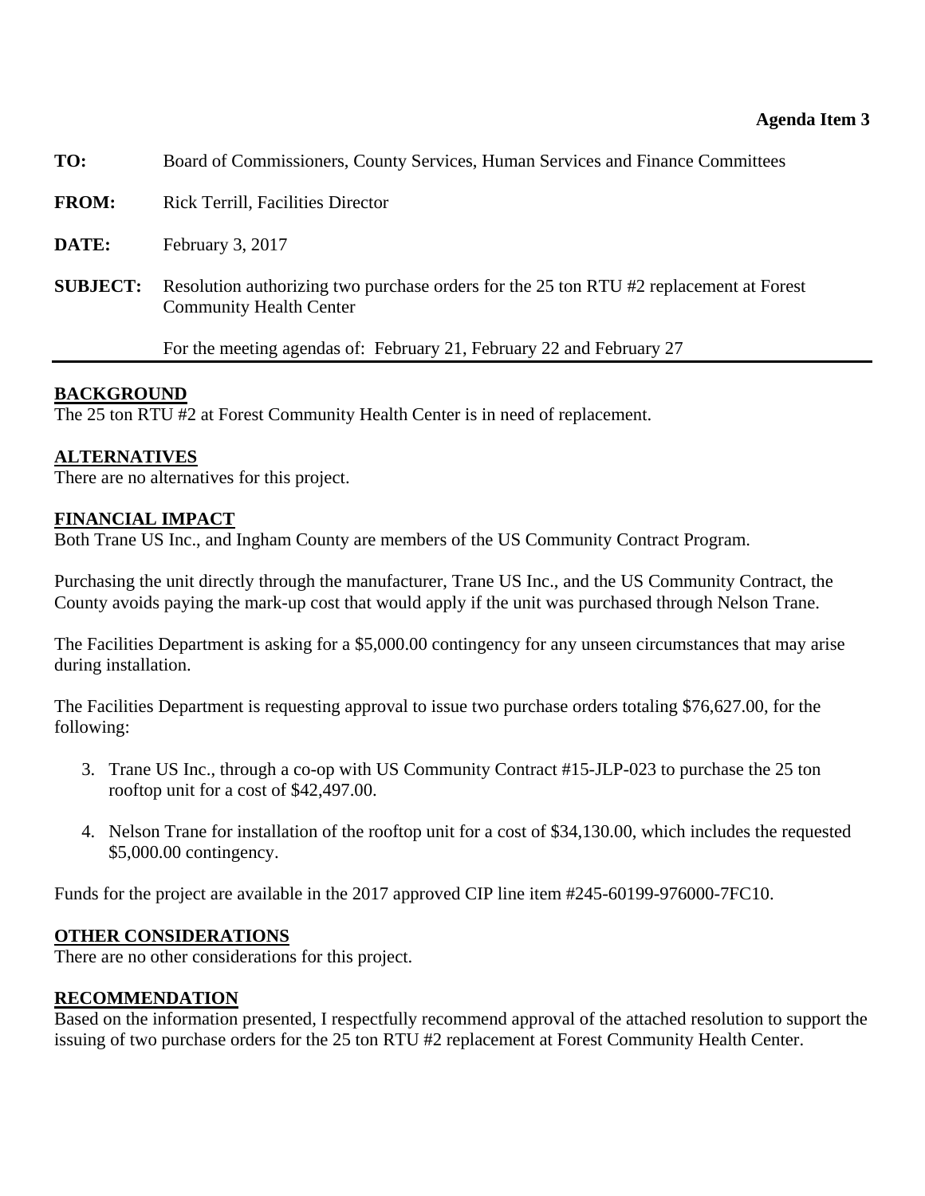**Agenda Item 3**

**TO:** Board of Commissioners, County Services, Human Services and Finance Committees

**FROM:** Rick Terrill, Facilities Director

**DATE:** February 3, 2017

**SUBJECT:** Resolution authorizing two purchase orders for the 25 ton RTU #2 replacement at Forest Community Health Center

For the meeting agendas of: February 21, February 22 and February 27

---

## BACKGROUND

The 25 ton RTU #2 at Forest Community Health Center is in need of replacement.

## ALTERNATIVES

There are no alternatives for this project.

## FINANCIAL IMPACT

Both Trane US Inc., and Ingham County are members of the US Community Contract Program.

Purchasing the unit directly through the manufacturer, Trane US Inc., and the US Community Contract, the County avoids paying the mark-up cost that would apply if the unit was purchased through Nelson Trane.

The Facilities Department is asking for a $5,000.00 contingency for any unseen circumstances that may arise during installation.

The Facilities Department is requesting approval to issue two purchase orders totaling $76,627.00, for the following:

3. Trane US Inc., through a co-op with US Community Contract #15-JLP-023 to purchase the 25 ton rooftop unit for a cost of $42,497.00.
4. Nelson Trane for installation of the rooftop unit for a cost of $34,130.00, which includes the requested $5,000.00 contingency.

Funds for the project are available in the 2017 approved CIP line item #245-60199-976000-7FC10.

## OTHER CONSIDERATIONS

There are no other considerations for this project.

## RECOMMENDATION

Based on the information presented, I respectfully recommend approval of the attached resolution to support the issuing of two purchase orders for the 25 ton RTU #2 replacement at Forest Community Health Center.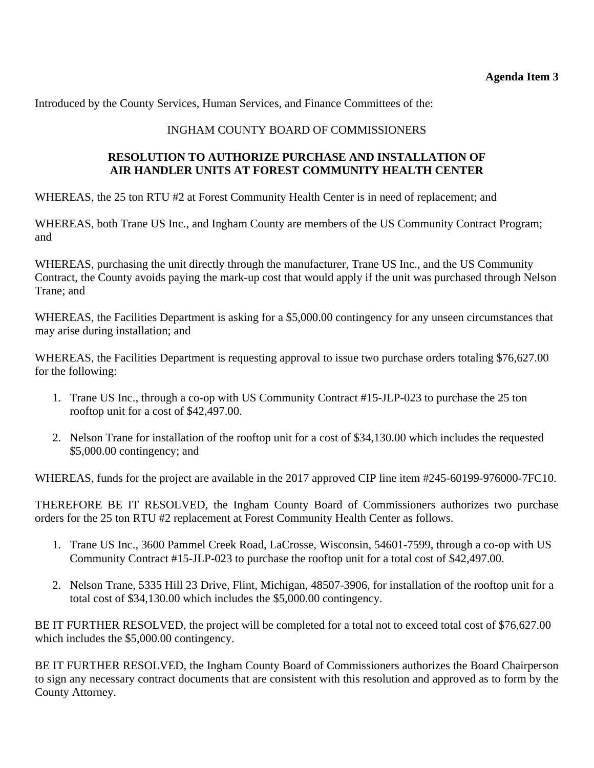**Agenda Item 3**

Introduced by the County Services, Human Services, and Finance Committees of the:

INGHAM COUNTY BOARD OF COMMISSIONERS

**RESOLUTION TO AUTHORIZE PURCHASE AND INSTALLATION OF AIR HANDLER UNITS AT FOREST COMMUNITY HEALTH CENTER**

WHEREAS, the 25 ton RTU #2 at Forest Community Health Center is in need of replacement; and

WHEREAS, both Trane US Inc., and Ingham County are members of the US Community Contract Program; and

WHEREAS, purchasing the unit directly through the manufacturer, Trane US Inc., and the US Community Contract, the County avoids paying the mark-up cost that would apply if the unit was purchased through Nelson Trane; and

WHEREAS, the Facilities Department is asking for a $5,000.00 contingency for any unseen circumstances that may arise during installation; and

WHEREAS, the Facilities Department is requesting approval to issue two purchase orders totaling $76,627.00 for the following:

1. Trane US Inc., through a co-op with US Community Contract #15-JLP-023 to purchase the 25 ton rooftop unit for a cost of $42,497.00.

2. Nelson Trane for installation of the rooftop unit for a cost of $34,130.00 which includes the requested $5,000.00 contingency; and

WHEREAS, funds for the project are available in the 2017 approved CIP line item #245-60199-976000-7FC10.

THEREFORE BE IT RESOLVED, the Ingham County Board of Commissioners authorizes two purchase orders for the 25 ton RTU #2 replacement at Forest Community Health Center as follows.

1. Trane US Inc., 3600 Pammel Creek Road, LaCrosse, Wisconsin, 54601-7599, through a co-op with US Community Contract #15-JLP-023 to purchase the rooftop unit for a total cost of $42,497.00.

2. Nelson Trane, 5335 Hill 23 Drive, Flint, Michigan, 48507-3906, for installation of the rooftop unit for a total cost of $34,130.00 which includes the $5,000.00 contingency.

BE IT FURTHER RESOLVED, the project will be completed for a total not to exceed total cost of $76,627.00 which includes the $5,000.00 contingency.

BE IT FURTHER RESOLVED, the Ingham County Board of Commissioners authorizes the Board Chairperson to sign any necessary contract documents that are consistent with this resolution and approved as to form by the County Attorney.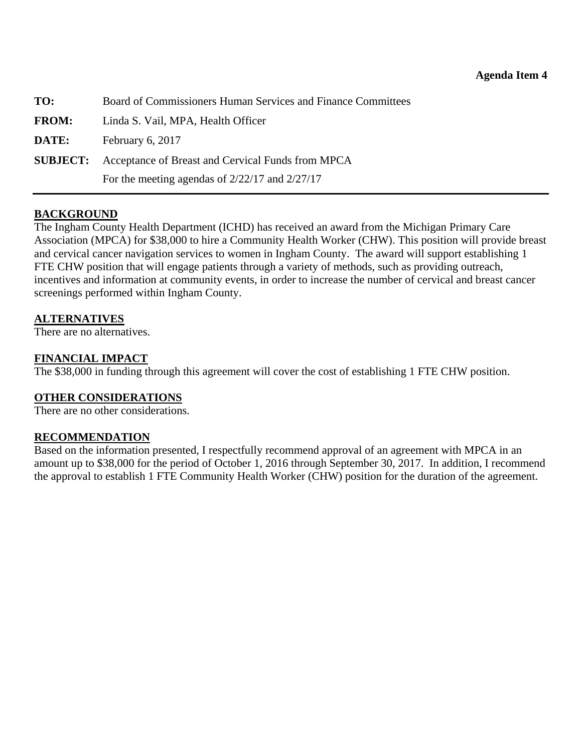**Agenda Item 4**

**TO:** Board of Commissioners Human Services and Finance Committees

**FROM:** Linda S. Vail, MPA, Health Officer

**DATE:** February 6, 2017

**SUBJECT:** Acceptance of Breast and Cervical Funds from MPCA
For the meeting agendas of 2/22/17 and 2/27/17

---

**BACKGROUND**

The Ingham County Health Department (ICHD) has received an award from the Michigan Primary Care Association (MPCA) for $38,000 to hire a Community Health Worker (CHW). This position will provide breast and cervical cancer navigation services to women in Ingham County. The award will support establishing 1 FTE CHW position that will engage patients through a variety of methods, such as providing outreach, incentives and information at community events, in order to increase the number of cervical and breast cancer screenings performed within Ingham County.

**ALTERNATIVES**

There are no alternatives.

**FINANCIAL IMPACT**

The $38,000 in funding through this agreement will cover the cost of establishing 1 FTE CHW position.

**OTHER CONSIDERATIONS**

There are no other considerations.

**RECOMMENDATION**

Based on the information presented, I respectfully recommend approval of an agreement with MPCA in an amount up to $38,000 for the period of October 1, 2016 through September 30, 2017. In addition, I recommend the approval to establish 1 FTE Community Health Worker (CHW) position for the duration of the agreement.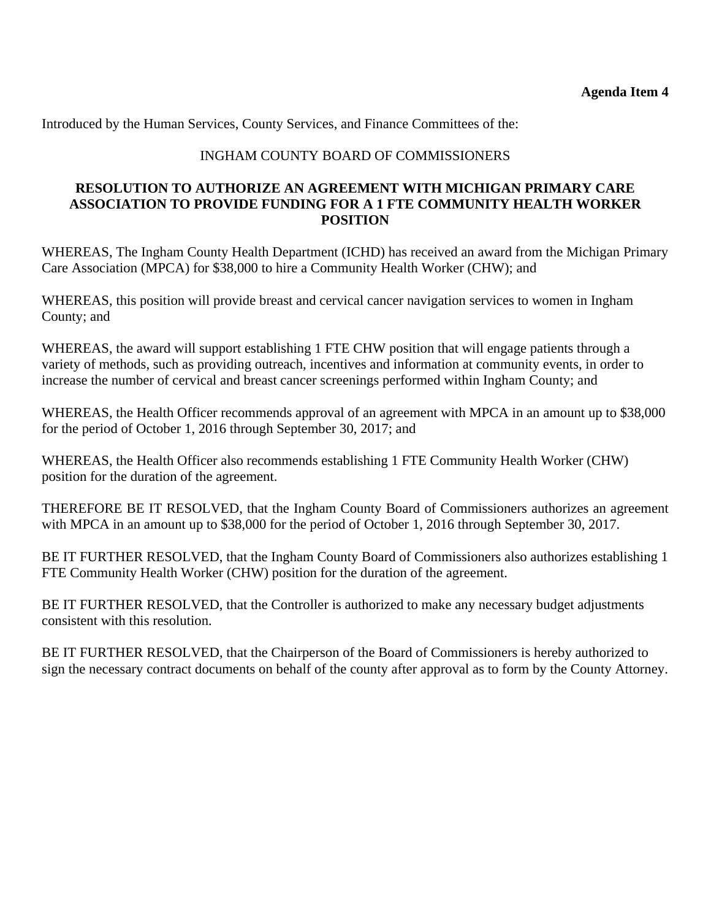**Agenda Item 4**

Introduced by the Human Services, County Services, and Finance Committees of the:

INGHAM COUNTY BOARD OF COMMISSIONERS

**RESOLUTION TO AUTHORIZE AN AGREEMENT WITH MICHIGAN PRIMARY CARE ASSOCIATION TO PROVIDE FUNDING FOR A 1 FTE COMMUNITY HEALTH WORKER POSITION**

WHEREAS, The Ingham County Health Department (ICHD) has received an award from the Michigan Primary Care Association (MPCA) for $38,000 to hire a Community Health Worker (CHW); and

WHEREAS, this position will provide breast and cervical cancer navigation services to women in Ingham County; and

WHEREAS, the award will support establishing 1 FTE CHW position that will engage patients through a variety of methods, such as providing outreach, incentives and information at community events, in order to increase the number of cervical and breast cancer screenings performed within Ingham County; and

WHEREAS, the Health Officer recommends approval of an agreement with MPCA in an amount up to $38,000 for the period of October 1, 2016 through September 30, 2017; and

WHEREAS, the Health Officer also recommends establishing 1 FTE Community Health Worker (CHW) position for the duration of the agreement.

THEREFORE BE IT RESOLVED, that the Ingham County Board of Commissioners authorizes an agreement with MPCA in an amount up to $38,000 for the period of October 1, 2016 through September 30, 2017.

BE IT FURTHER RESOLVED, that the Ingham County Board of Commissioners also authorizes establishing 1 FTE Community Health Worker (CHW) position for the duration of the agreement.

BE IT FURTHER RESOLVED, that the Controller is authorized to make any necessary budget adjustments consistent with this resolution.

BE IT FURTHER RESOLVED, that the Chairperson of the Board of Commissioners is hereby authorized to sign the necessary contract documents on behalf of the county after approval as to form by the County Attorney.